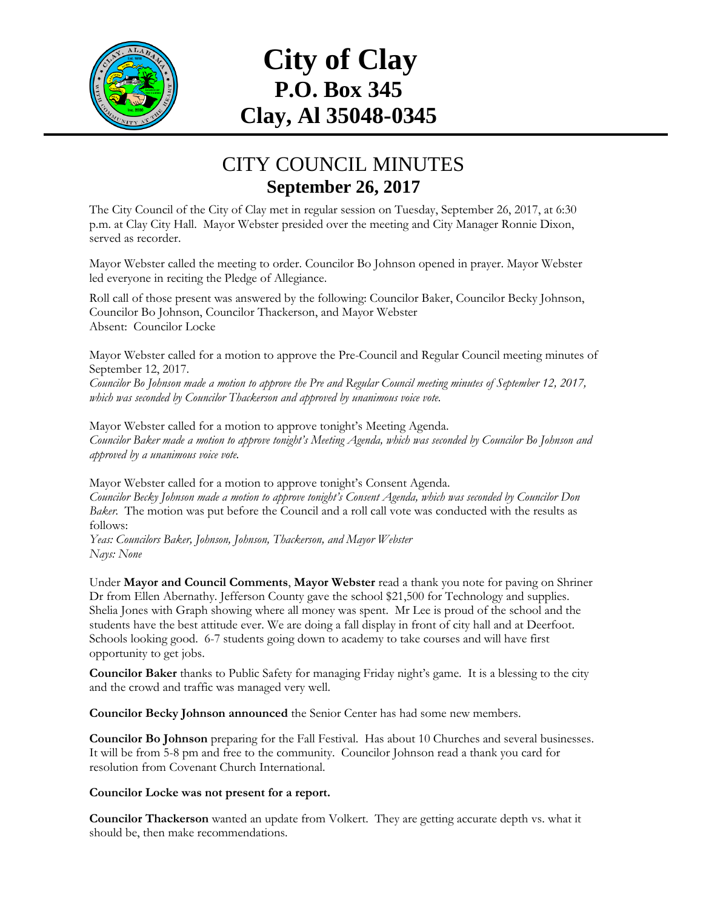# City of Clay
## P.O. Box 345
## Clay, Al 35048-0345

## CITY COUNCIL MINUTES
### September 26, 2017

The City Council of the City of Clay met in regular session on Tuesday, September 26, 2017, at 6:30 p.m. at Clay City Hall. Mayor Webster presided over the meeting and City Manager Ronnie Dixon, served as recorder.

Mayor Webster called the meeting to order. Councilor Bo Johnson opened in prayer. Mayor Webster led everyone in reciting the Pledge of Allegiance.

Roll call of those present was answered by the following: Councilor Baker, Councilor Becky Johnson, Councilor Bo Johnson, Councilor Thackerson, and Mayor Webster
Absent: Councilor Locke

Mayor Webster called for a motion to approve the Pre-Council and Regular Council meeting minutes of September 12, 2017.
*Councilor Bo Johnson made a motion to approve the Pre and Regular Council meeting minutes of September 12, 2017, which was seconded by Councilor Thackerson and approved by unanimous voice vote.*

Mayor Webster called for a motion to approve tonight's Meeting Agenda.
*Councilor Baker made a motion to approve tonight's Meeting Agenda, which was seconded by Councilor Bo Johnson and approved by a unanimous voice vote.*

Mayor Webster called for a motion to approve tonight's Consent Agenda.
*Councilor Becky Johnson made a motion to approve tonight's Consent Agenda, which was seconded by Councilor Don Baker.* The motion was put before the Council and a roll call vote was conducted with the results as follows:
*Yeas: Councilors Baker, Johnson, Johnson, Thackerson, and Mayor Webster*
*Nays: None*

Under **Mayor and Council Comments**, **Mayor Webster** read a thank you note for paving on Shriner Dr from Ellen Abernathy. Jefferson County gave the school $21,500 for Technology and supplies. Shelia Jones with Graph showing where all money was spent. Mr Lee is proud of the school and the students have the best attitude ever. We are doing a fall display in front of city hall and at Deerfoot. Schools looking good. 6-7 students going down to academy to take courses and will have first opportunity to get jobs.

**Councilor Baker** thanks to Public Safety for managing Friday night's game. It is a blessing to the city and the crowd and traffic was managed very well.

**Councilor Becky Johnson announced** the Senior Center has had some new members.

**Councilor Bo Johnson** preparing for the Fall Festival. Has about 10 Churches and several businesses. It will be from 5-8 pm and free to the community. Councilor Johnson read a thank you card for resolution from Covenant Church International.

**Councilor Locke was not present for a report.**

**Councilor Thackerson** wanted an update from Volkert. They are getting accurate depth vs. what it should be, then make recommendations.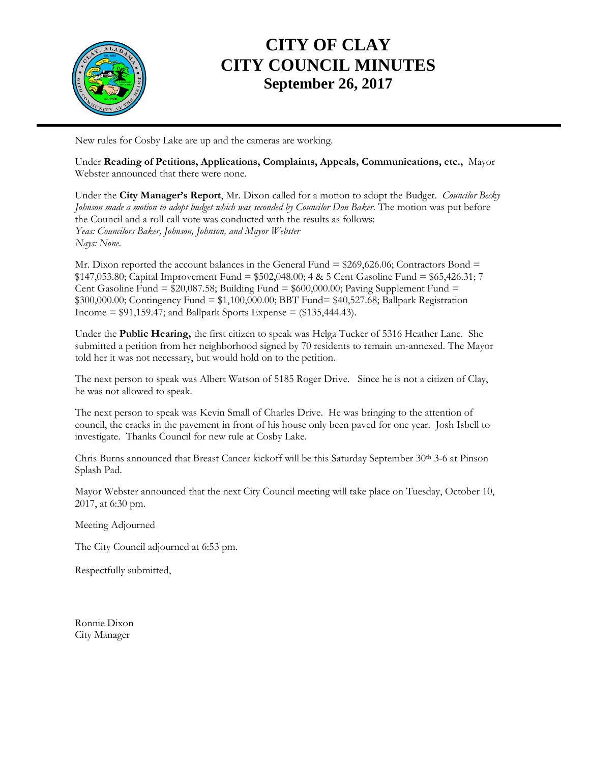New rules for Cosby Lake are up and the cameras are working.

Under **Reading of Petitions, Applications, Complaints, Appeals, Communications, etc.,** Mayor Webster announced that there were none.

Under the **City Manager's Report**, Mr. Dixon called for a motion to adopt the Budget. *Councilor Becky Johnson made a motion to adopt budget which was seconded by Councilor Don Baker.* The motion was put before the Council and a roll call vote was conducted with the results as follows:
*Yeas: Councilors Baker, Johnson, Johnson, and Mayor Webster*
*Nays: None.*

Mr. Dixon reported the account balances in the General Fund = $269,626.06; Contractors Bond = $147,053.80; Capital Improvement Fund = $502,048.00; 4 & 5 Cent Gasoline Fund = $65,426.31; 7 Cent Gasoline Fund = $20,087.58; Building Fund = $600,000.00; Paving Supplement Fund = $300,000.00; Contingency Fund = $1,100,000.00; BBT Fund= $40,527.68; Ballpark Registration Income = $91,159.47; and Ballpark Sports Expense = ($135,444.43).

Under the **Public Hearing,** the first citizen to speak was Helga Tucker of 5316 Heather Lane. She submitted a petition from her neighborhood signed by 70 residents to remain un-annexed. The Mayor told her it was not necessary, but would hold on to the petition.

The next person to speak was Albert Watson of 5185 Roger Drive. Since he is not a citizen of Clay, he was not allowed to speak.

The next person to speak was Kevin Small of Charles Drive. He was bringing to the attention of council, the cracks in the pavement in front of his house only been paved for one year. Josh Isbell to investigate. Thanks Council for new rule at Cosby Lake.

Chris Burns announced that Breast Cancer kickoff will be this Saturday September 30th 3-6 at Pinson Splash Pad.

Mayor Webster announced that the next City Council meeting will take place on Tuesday, October 10, 2017, at 6:30 pm.

Meeting Adjourned

The City Council adjourned at 6:53 pm.

Respectfully submitted,

Ronnie Dixon
City Manager